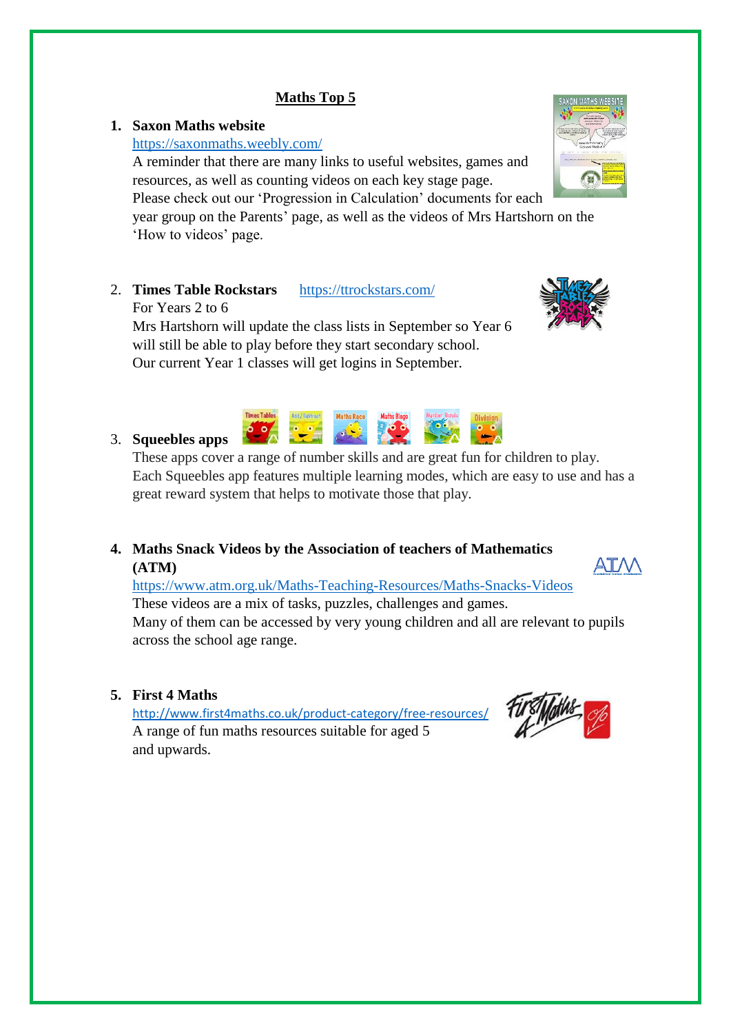# **Maths Top 5**

1. **Saxon Maths website**
   https://saxonmaths.weebly.com/
   A reminder that there are many links to useful websites, games and resources, as well as counting videos on each key stage page.
   Please check out our 'Progression in Calculation' documents for each year group on the Parents' page, as well as the videos of Mrs Hartshorn on the 'How to videos' page.

2. **Times Table Rockstars** https://ttrockstars.com/
   For Years 2 to 6
   Mrs Hartshorn will update the class lists in September so Year 6 will still be able to play before they start secondary school.
   Our current Year 1 classes will get logins in September.

3. **Squeebles apps**
   These apps cover a range of number skills and are great fun for children to play.
   Each Squeebles app features multiple learning modes, which are easy to use and has a great reward system that helps to motivate those that play.

4. **Maths Snack Videos by the Association of teachers of Mathematics (ATM)**
   https://www.atm.org.uk/Maths-Teaching-Resources/Maths-Snacks-Videos
   These videos are a mix of tasks, puzzles, challenges and games.
   Many of them can be accessed by very young children and all are relevant to pupils across the school age range.

5. **First 4 Maths**
   http://www.first4maths.co.uk/product-category/free-resources/
   A range of fun maths resources suitable for aged 5 and upwards.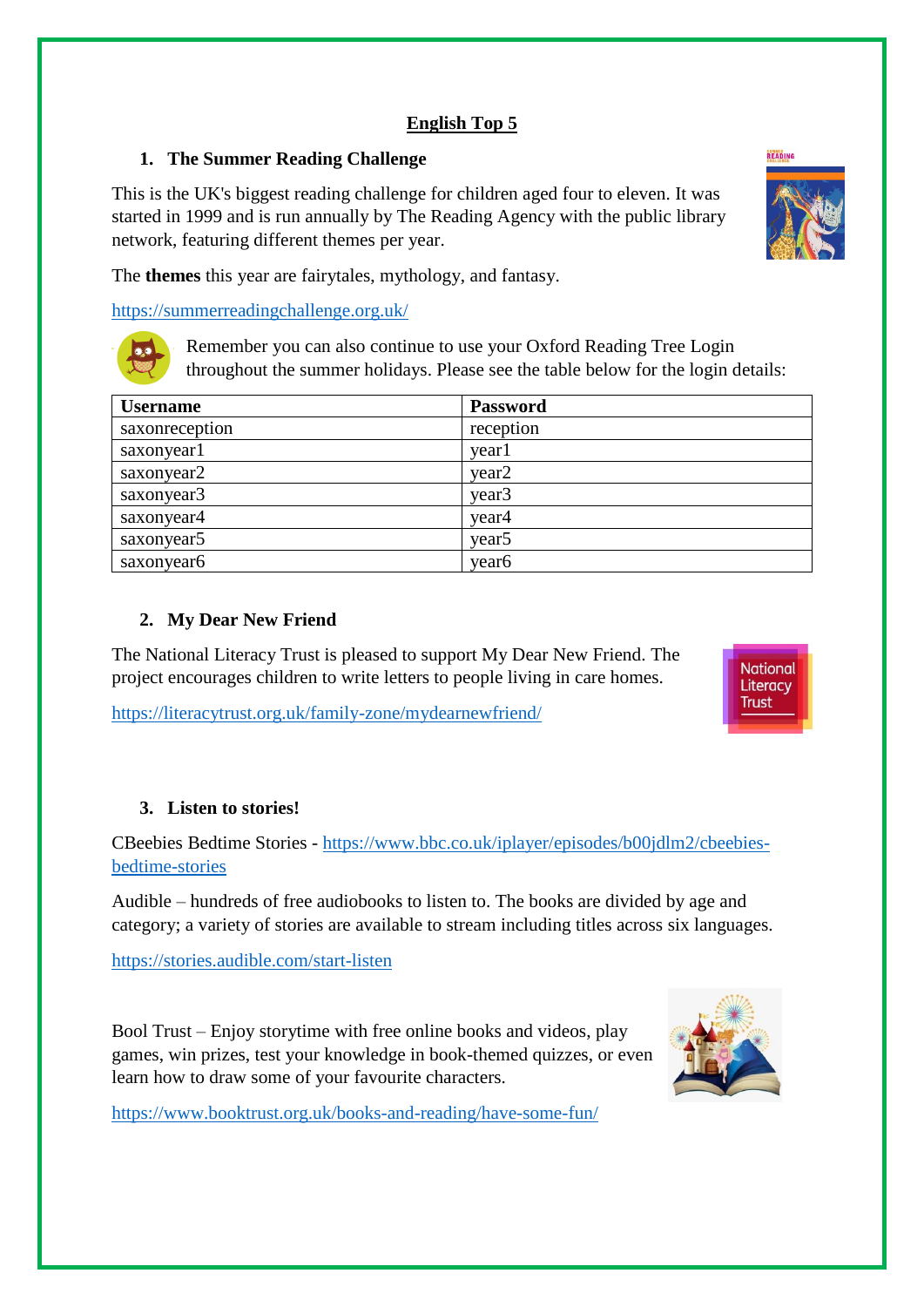## English Top 5

### 1. The Summer Reading Challenge

This is the UK's biggest reading challenge for children aged four to eleven. It was started in 1999 and is run annually by The Reading Agency with the public library network, featuring different themes per year.

The **themes** this year are fairytales, mythology, and fantasy.

https://summerreadingchallenge.org.uk/

Remember you can also continue to use your Oxford Reading Tree Login throughout the summer holidays. Please see the table below for the login details:

| Username | Password |
| --- | --- |
| saxonreception | reception |
| saxonyear1 | year1 |
| saxonyear2 | year2 |
| saxonyear3 | year3 |
| saxonyear4 | year4 |
| saxonyear5 | year5 |
| saxonyear6 | year6 |

### 2. My Dear New Friend

The National Literacy Trust is pleased to support My Dear New Friend. The project encourages children to write letters to people living in care homes.

https://literacytrust.org.uk/family-zone/mydearnewfriend/

### 3. Listen to stories!

CBeebies Bedtime Stories - https://www.bbc.co.uk/iplayer/episodes/b00jdlm2/cbeebies-bedtime-stories

Audible – hundreds of free audiobooks to listen to. The books are divided by age and category; a variety of stories are available to stream including titles across six languages.

https://stories.audible.com/start-listen

Bool Trust – Enjoy storytime with free online books and videos, play games, win prizes, test your knowledge in book-themed quizzes, or even learn how to draw some of your favourite characters.

https://www.booktrust.org.uk/books-and-reading/have-some-fun/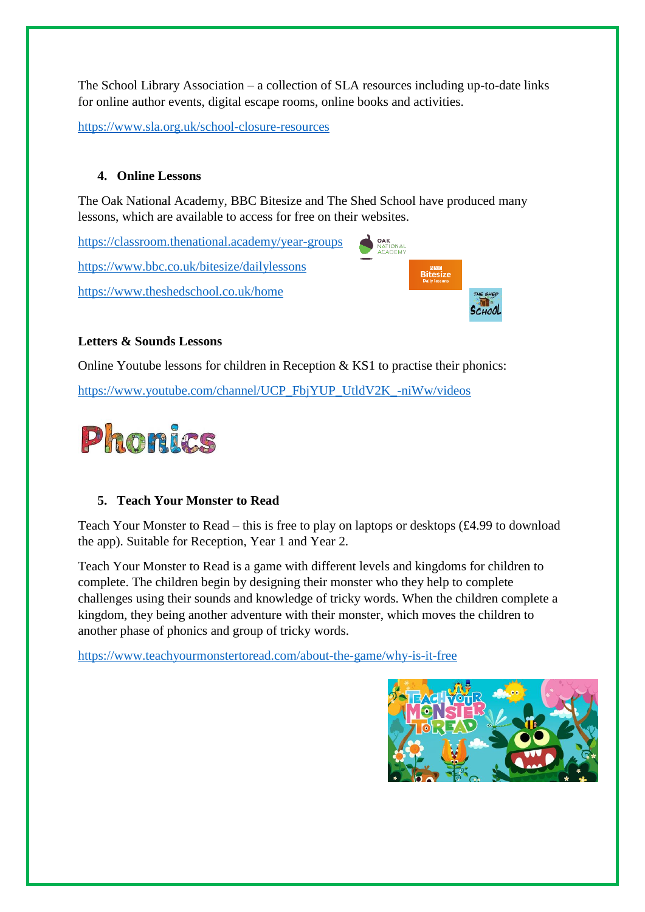The School Library Association – a collection of SLA resources including up-to-date links for online author events, digital escape rooms, online books and activities.

https://www.sla.org.uk/school-closure-resources

## 4. Online Lessons

The Oak National Academy, BBC Bitesize and The Shed School have produced many lessons, which are available to access for free on their websites.

https://classroom.thenational.academy/year-groups

https://www.bbc.co.uk/bitesize/dailylessons

https://www.theshedschool.co.uk/home

### Letters & Sounds Lessons

Online Youtube lessons for children in Reception & KS1 to practise their phonics:

https://www.youtube.com/channel/UCP_FbjYUP_UtldV2K_-niWw/videos

## 5. Teach Your Monster to Read

Teach Your Monster to Read – this is free to play on laptops or desktops (£4.99 to download the app). Suitable for Reception, Year 1 and Year 2.

Teach Your Monster to Read is a game with different levels and kingdoms for children to complete. The children begin by designing their monster who they help to complete challenges using their sounds and knowledge of tricky words. When the children complete a kingdom, they being another adventure with their monster, which moves the children to another phase of phonics and group of tricky words.

https://www.teachyourmonstertoread.com/about-the-game/why-is-it-free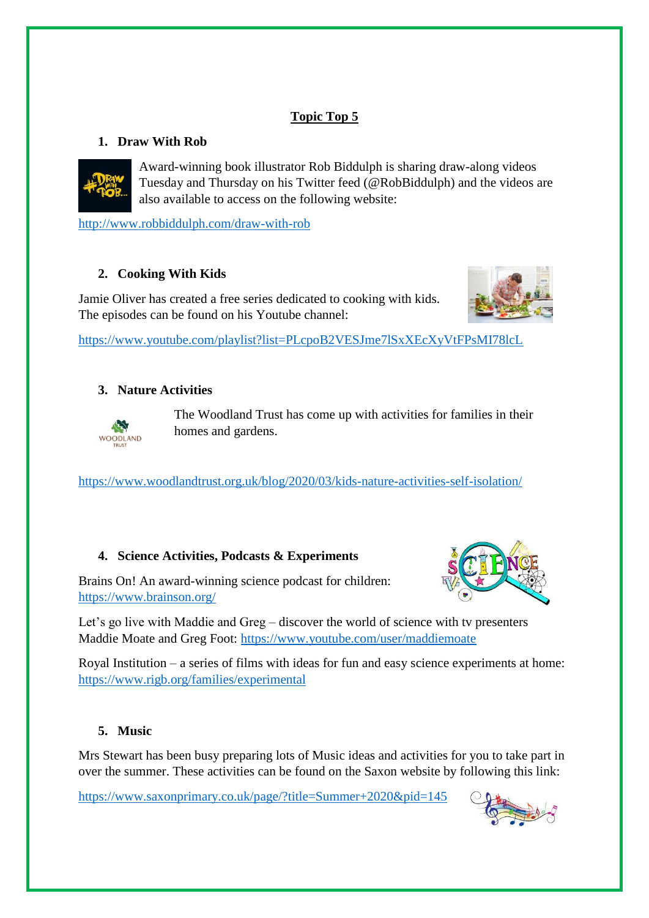## Topic Top 5

### 1. Draw With Rob

Award-winning book illustrator Rob Biddulph is sharing draw-along videos Tuesday and Thursday on his Twitter feed (@RobBiddulph) and the videos are also available to access on the following website:

http://www.robbiddulph.com/draw-with-rob

### 2. Cooking With Kids

Jamie Oliver has created a free series dedicated to cooking with kids. The episodes can be found on his Youtube channel:

https://www.youtube.com/playlist?list=PLcpoB2VESJme7lSxXEcXyVtFPsMI78lcL

### 3. Nature Activities

The Woodland Trust has come up with activities for families in their homes and gardens.

https://www.woodlandtrust.org.uk/blog/2020/03/kids-nature-activities-self-isolation/

### 4. Science Activities, Podcasts & Experiments

Brains On! An award-winning science podcast for children: https://www.brainson.org/

Let's go live with Maddie and Greg – discover the world of science with tv presenters Maddie Moate and Greg Foot: https://www.youtube.com/user/maddiemoate

Royal Institution – a series of films with ideas for fun and easy science experiments at home: https://www.rigb.org/families/experimental

### 5. Music

Mrs Stewart has been busy preparing lots of Music ideas and activities for you to take part in over the summer. These activities can be found on the Saxon website by following this link:

https://www.saxonprimary.co.uk/page/?title=Summer+2020&pid=145